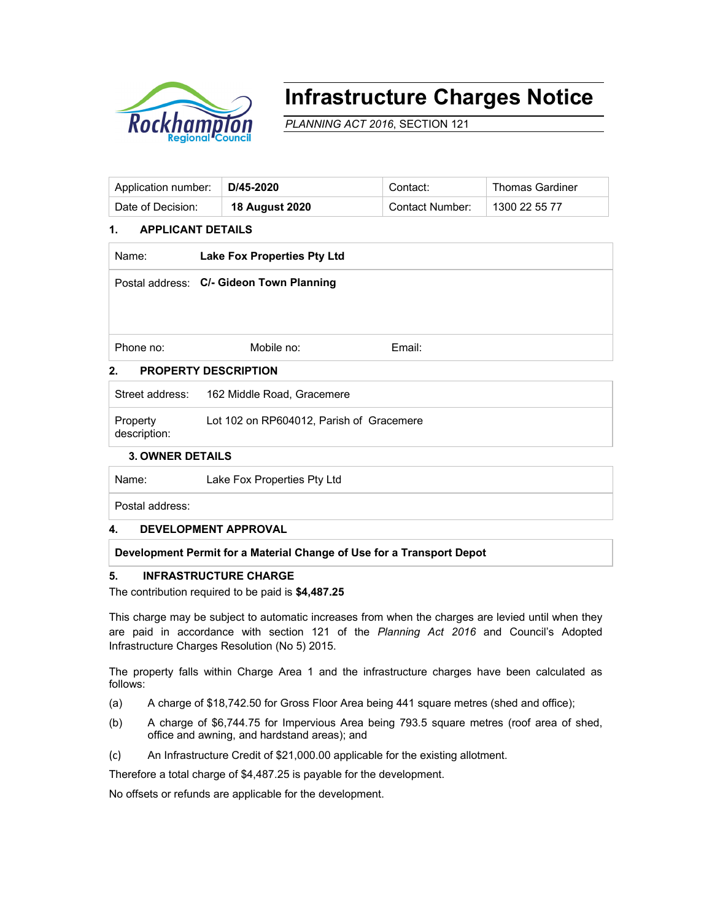# Infrastructure Charges Notice

*PLANNING ACT 2016*, SECTION 121

| Application number: | **D/45-2020** | Contact: | Thomas Gardiner |
|---|---|---|---|
| Date of Decision: | **18 August 2020** | Contact Number: | 1300 22 55 77 |

## 1. APPLICANT DETAILS

| | | | |
|---|---|---|---|
| Name: | **Lake Fox Properties Pty Ltd** | | |
| Postal address: | **C/- Gideon Town Planning** | | |
| Phone no: | Mobile no: | Email: | |

## 2. PROPERTY DESCRIPTION

| | |
|---|---|
| Street address: | 162 Middle Road, Gracemere |
| Property description: | Lot 102 on RP604012, Parish of Gracemere |

## 3. OWNER DETAILS

| | |
|---|---|
| Name: | Lake Fox Properties Pty Ltd |
| Postal address: | |

## 4. DEVELOPMENT APPROVAL

**Development Permit for a Material Change of Use for a Transport Depot**

## 5. INFRASTRUCTURE CHARGE

The contribution required to be paid is **$4,487.25**

This charge may be subject to automatic increases from when the charges are levied until when they are paid in accordance with section 121 of the *Planning Act 2016* and Council's Adopted Infrastructure Charges Resolution (No 5) 2015.

The property falls within Charge Area 1 and the infrastructure charges have been calculated as follows:

(a) A charge of $18,742.50 for Gross Floor Area being 441 square metres (shed and office);

(b) A charge of $6,744.75 for Impervious Area being 793.5 square metres (roof area of shed, office and awning, and hardstand areas); and

(c) An Infrastructure Credit of $21,000.00 applicable for the existing allotment.

Therefore a total charge of $4,487.25 is payable for the development.

No offsets or refunds are applicable for the development.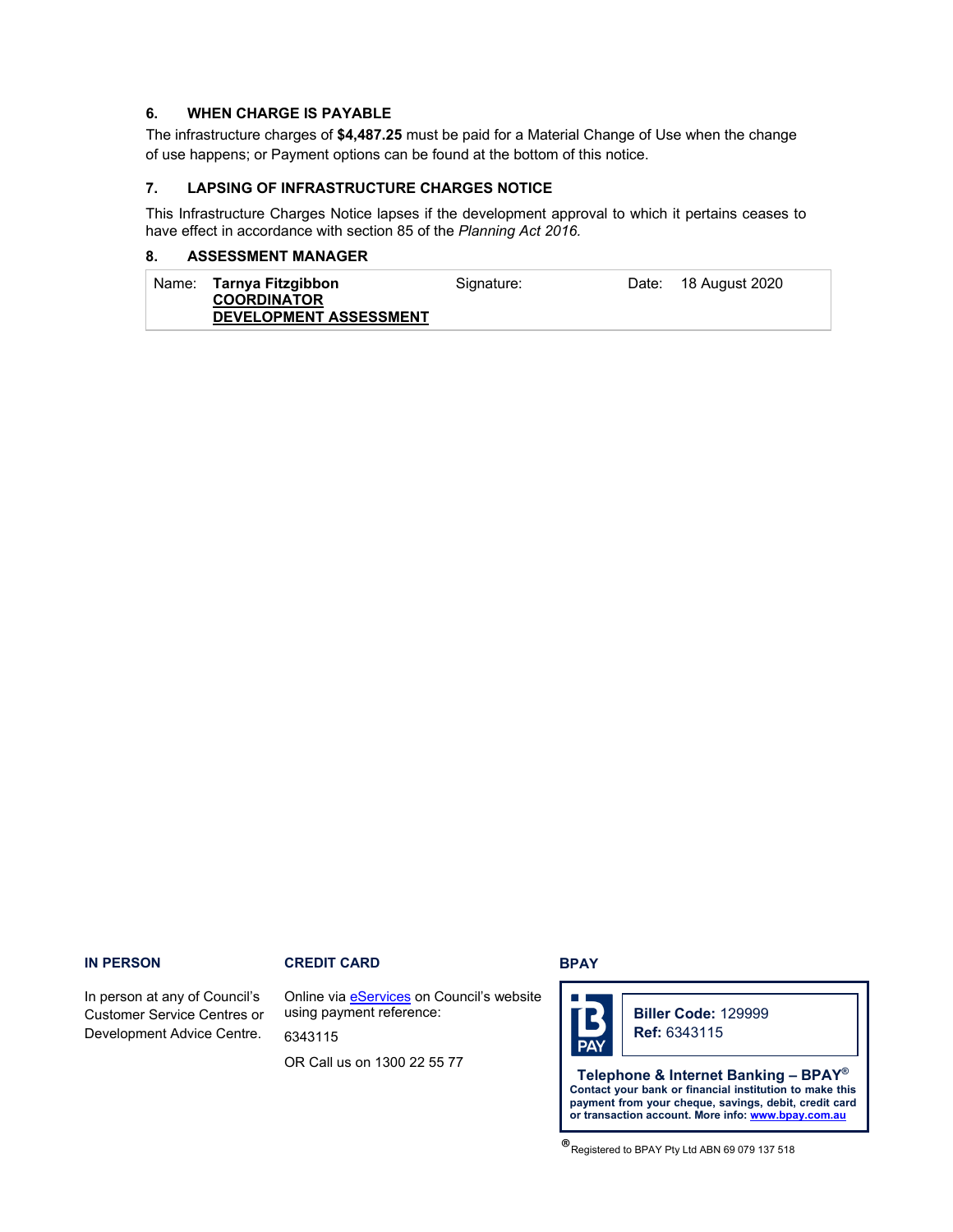### 6. WHEN CHARGE IS PAYABLE

The infrastructure charges of **$4,487.25** must be paid for a Material Change of Use when the change of use happens; or Payment options can be found at the bottom of this notice.

### 7. LAPSING OF INFRASTRUCTURE CHARGES NOTICE

This Infrastructure Charges Notice lapses if the development approval to which it pertains ceases to have effect in accordance with section 85 of the *Planning Act 2016.*

### 8. ASSESSMENT MANAGER

| | | | |
|---|---|---|---|
| Name: | **Tarnya Fitzgibbon** **COORDINATOR DEVELOPMENT ASSESSMENT** | Signature: | Date: 18 August 2020 |

**IN PERSON**

In person at any of Council's Customer Service Centres or Development Advice Centre.

**CREDIT CARD**

Online via eServices on Council's website using payment reference:

6343115

OR Call us on 1300 22 55 77

**BPAY**

**Biller Code:** 129999
**Ref:** 6343115

**Telephone & Internet Banking – BPAY®**
**Contact your bank or financial institution to make this payment from your cheque, savings, debit, credit card or transaction account. More info: www.bpay.com.au**

® Registered to BPAY Pty Ltd ABN 69 079 137 518